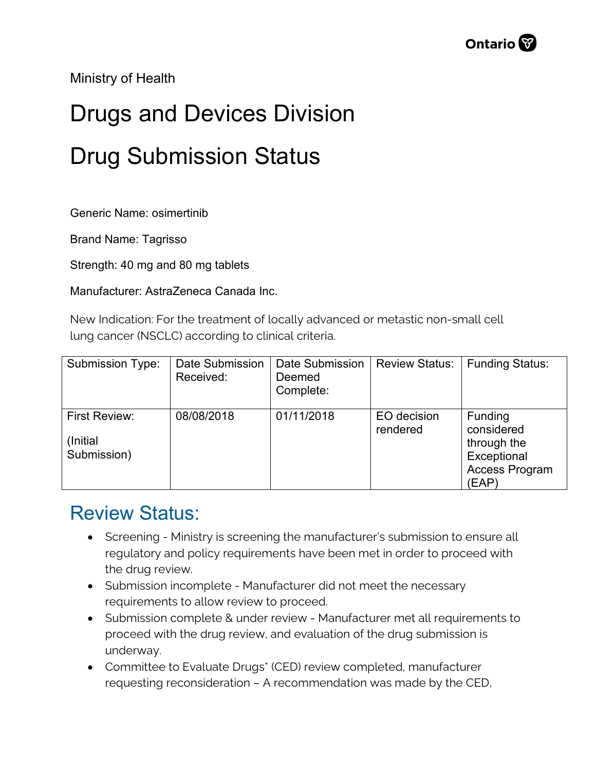Ministry of Health

# Drugs and Devices Division

# Drug Submission Status

Generic Name: osimertinib

Brand Name: Tagrisso

Strength: 40 mg and 80 mg tablets

Manufacturer: AstraZeneca Canada Inc.

New Indication: For the treatment of locally advanced or metastic non-small cell lung cancer (NSCLC) according to clinical criteria.

| Submission Type: | Date Submission Received: | Date Submission Deemed Complete: | Review Status: | Funding Status: |
|---|---|---|---|---|
| First Review: (Initial Submission) | 08/08/2018 | 01/11/2018 | EO decision rendered | Funding considered through the Exceptional Access Program (EAP) |

## Review Status:

- Screening - Ministry is screening the manufacturer's submission to ensure all regulatory and policy requirements have been met in order to proceed with the drug review.
- Submission incomplete - Manufacturer did not meet the necessary requirements to allow review to proceed.
- Submission complete & under review - Manufacturer met all requirements to proceed with the drug review, and evaluation of the drug submission is underway.
- Committee to Evaluate Drugs* (CED) review completed, manufacturer requesting reconsideration – A recommendation was made by the CED,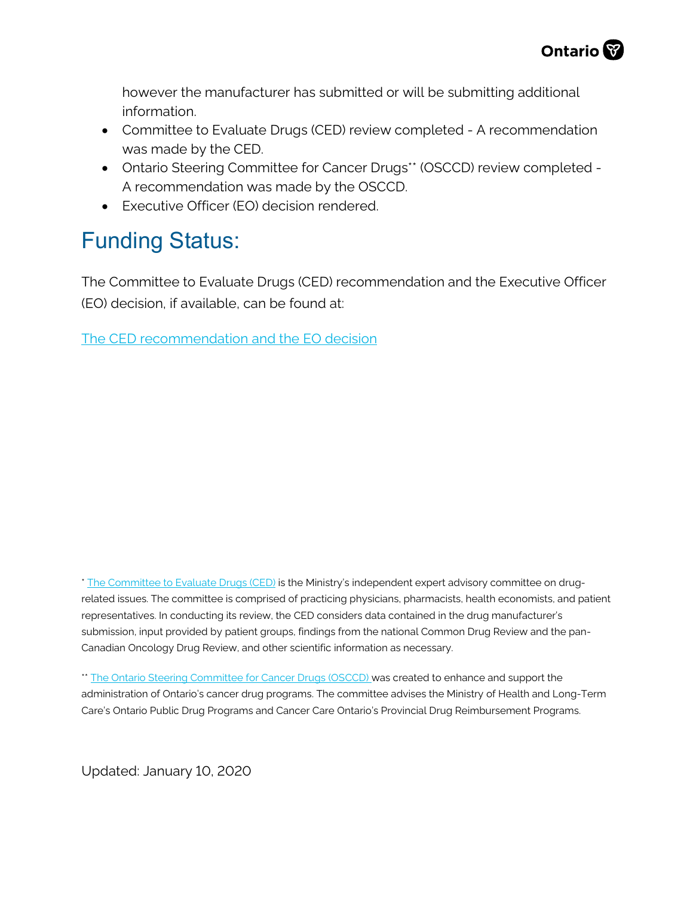however the manufacturer has submitted or will be submitting additional information.

- Committee to Evaluate Drugs (CED) review completed - A recommendation was made by the CED.
- Ontario Steering Committee for Cancer Drugs** (OSCCD) review completed - A recommendation was made by the OSCCD.
- Executive Officer (EO) decision rendered.

## Funding Status:

The Committee to Evaluate Drugs (CED) recommendation and the Executive Officer (EO) decision, if available, can be found at:

The CED recommendation and the EO decision

* The Committee to Evaluate Drugs (CED) is the Ministry's independent expert advisory committee on drug-related issues. The committee is comprised of practicing physicians, pharmacists, health economists, and patient representatives. In conducting its review, the CED considers data contained in the drug manufacturer's submission, input provided by patient groups, findings from the national Common Drug Review and the pan-Canadian Oncology Drug Review, and other scientific information as necessary.

** The Ontario Steering Committee for Cancer Drugs (OSCCD) was created to enhance and support the administration of Ontario's cancer drug programs. The committee advises the Ministry of Health and Long-Term Care's Ontario Public Drug Programs and Cancer Care Ontario's Provincial Drug Reimbursement Programs.

Updated: January 10, 2020